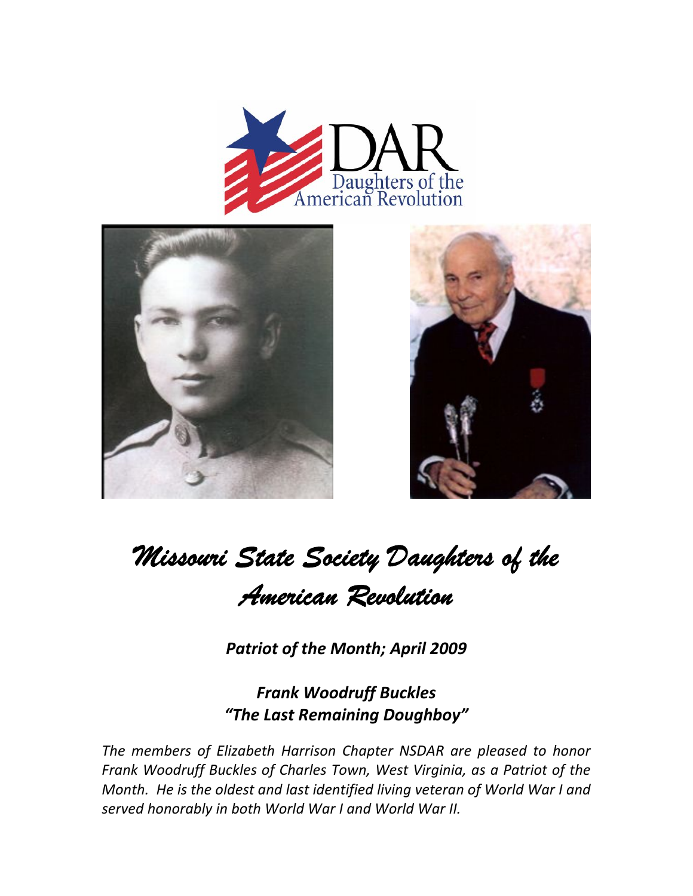# *Missouri State Society Daughters of the American Revolution*

***Patriot of the Month; April 2009***

***Frank Woodruff Buckles***
***"The Last Remaining Doughboy"***

*The members of Elizabeth Harrison Chapter NSDAR are pleased to honor Frank Woodruff Buckles of Charles Town, West Virginia, as a Patriot of the Month. He is the oldest and last identified living veteran of World War I and served honorably in both World War I and World War II.*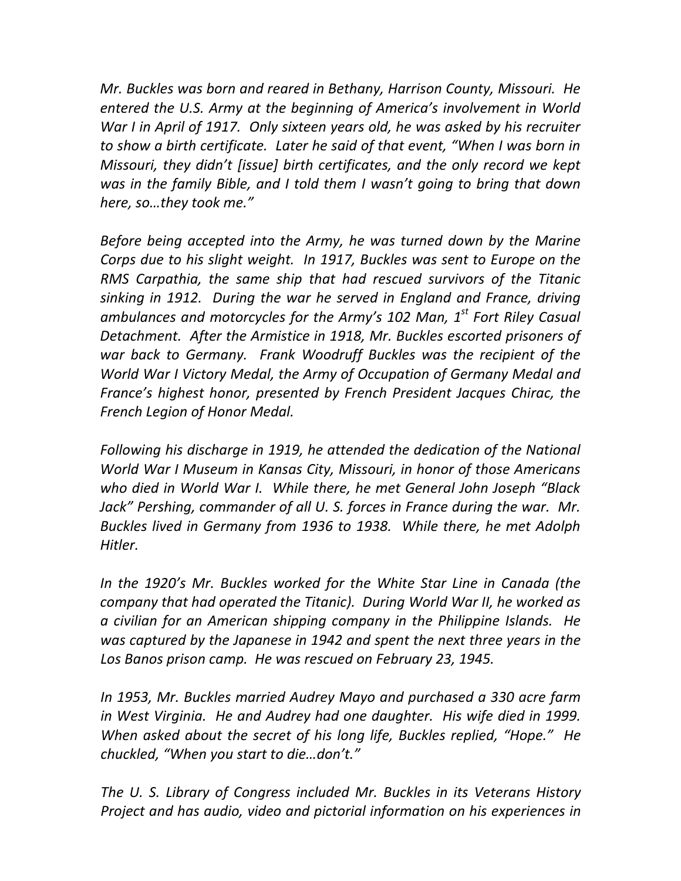*Mr. Buckles was born and reared in Bethany, Harrison County, Missouri. He entered the U.S. Army at the beginning of America's involvement in World War I in April of 1917. Only sixteen years old, he was asked by his recruiter to show a birth certificate. Later he said of that event, "When I was born in Missouri, they didn't [issue] birth certificates, and the only record we kept was in the family Bible, and I told them I wasn't going to bring that down here, so…they took me."*

*Before being accepted into the Army, he was turned down by the Marine Corps due to his slight weight. In 1917, Buckles was sent to Europe on the RMS Carpathia, the same ship that had rescued survivors of the Titanic sinking in 1912. During the war he served in England and France, driving ambulances and motorcycles for the Army's 102 Man, 1st Fort Riley Casual Detachment. After the Armistice in 1918, Mr. Buckles escorted prisoners of war back to Germany. Frank Woodruff Buckles was the recipient of the World War I Victory Medal, the Army of Occupation of Germany Medal and France's highest honor, presented by French President Jacques Chirac, the French Legion of Honor Medal.*

*Following his discharge in 1919, he attended the dedication of the National World War I Museum in Kansas City, Missouri, in honor of those Americans who died in World War I. While there, he met General John Joseph "Black Jack" Pershing, commander of all U. S. forces in France during the war. Mr. Buckles lived in Germany from 1936 to 1938. While there, he met Adolph Hitler.*

*In the 1920's Mr. Buckles worked for the White Star Line in Canada (the company that had operated the Titanic). During World War II, he worked as a civilian for an American shipping company in the Philippine Islands. He was captured by the Japanese in 1942 and spent the next three years in the Los Banos prison camp. He was rescued on February 23, 1945.*

*In 1953, Mr. Buckles married Audrey Mayo and purchased a 330 acre farm in West Virginia. He and Audrey had one daughter. His wife died in 1999. When asked about the secret of his long life, Buckles replied, "Hope." He chuckled, "When you start to die…don't."*

*The U. S. Library of Congress included Mr. Buckles in its Veterans History Project and has audio, video and pictorial information on his experiences in*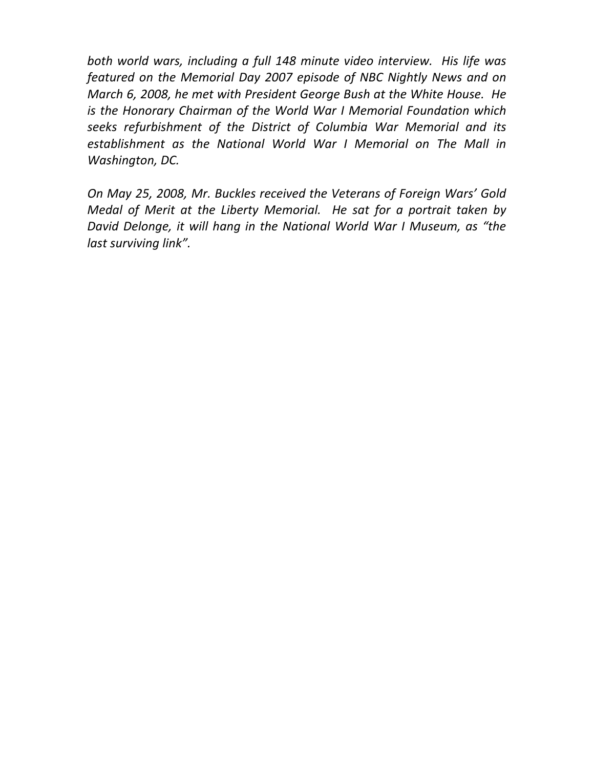*both world wars, including a full 148 minute video interview. His life was featured on the Memorial Day 2007 episode of NBC Nightly News and on March 6, 2008, he met with President George Bush at the White House. He is the Honorary Chairman of the World War I Memorial Foundation which seeks refurbishment of the District of Columbia War Memorial and its establishment as the National World War I Memorial on The Mall in Washington, DC.*

*On May 25, 2008, Mr. Buckles received the Veterans of Foreign Wars' Gold Medal of Merit at the Liberty Memorial. He sat for a portrait taken by David Delonge, it will hang in the National World War I Museum, as "the last surviving link".*